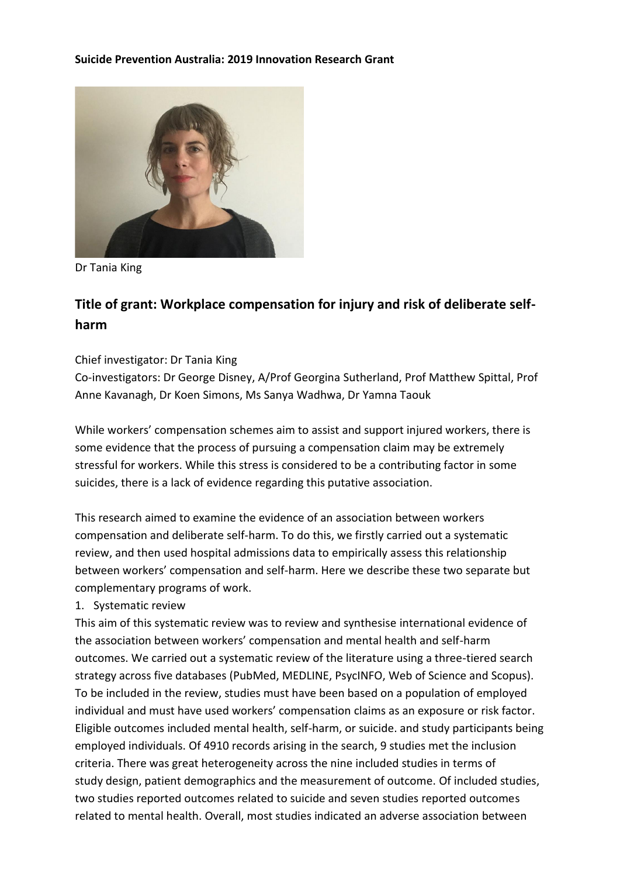**Suicide Prevention Australia: 2019 Innovation Research Grant**

Dr Tania King

## Title of grant: Workplace compensation for injury and risk of deliberate self-harm

Chief investigator: Dr Tania King

Co-investigators: Dr George Disney, A/Prof Georgina Sutherland, Prof Matthew Spittal, Prof Anne Kavanagh, Dr Koen Simons, Ms Sanya Wadhwa, Dr Yamna Taouk

While workers' compensation schemes aim to assist and support injured workers, there is some evidence that the process of pursuing a compensation claim may be extremely stressful for workers. While this stress is considered to be a contributing factor in some suicides, there is a lack of evidence regarding this putative association.

This research aimed to examine the evidence of an association between workers compensation and deliberate self-harm. To do this, we firstly carried out a systematic review, and then used hospital admissions data to empirically assess this relationship between workers' compensation and self-harm. Here we describe these two separate but complementary programs of work.

1. Systematic review

This aim of this systematic review was to review and synthesise international evidence of the association between workers' compensation and mental health and self-harm outcomes. We carried out a systematic review of the literature using a three-tiered search strategy across five databases (PubMed, MEDLINE, PsycINFO, Web of Science and Scopus). To be included in the review, studies must have been based on a population of employed individual and must have used workers' compensation claims as an exposure or risk factor. Eligible outcomes included mental health, self-harm, or suicide. and study participants being employed individuals. Of 4910 records arising in the search, 9 studies met the inclusion criteria. There was great heterogeneity across the nine included studies in terms of study design, patient demographics and the measurement of outcome. Of included studies, two studies reported outcomes related to suicide and seven studies reported outcomes related to mental health. Overall, most studies indicated an adverse association between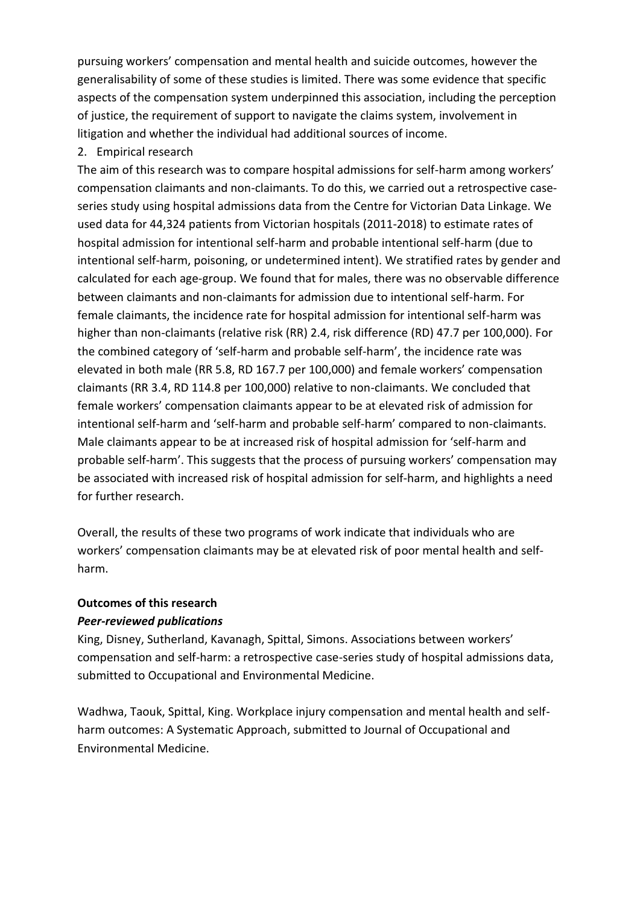pursuing workers' compensation and mental health and suicide outcomes, however the generalisability of some of these studies is limited. There was some evidence that specific aspects of the compensation system underpinned this association, including the perception of justice, the requirement of support to navigate the claims system, involvement in litigation and whether the individual had additional sources of income.

2. Empirical research

The aim of this research was to compare hospital admissions for self-harm among workers' compensation claimants and non-claimants. To do this, we carried out a retrospective case-series study using hospital admissions data from the Centre for Victorian Data Linkage. We used data for 44,324 patients from Victorian hospitals (2011-2018) to estimate rates of hospital admission for intentional self-harm and probable intentional self-harm (due to intentional self-harm, poisoning, or undetermined intent). We stratified rates by gender and calculated for each age-group. We found that for males, there was no observable difference between claimants and non-claimants for admission due to intentional self-harm. For female claimants, the incidence rate for hospital admission for intentional self-harm was higher than non-claimants (relative risk (RR) 2.4, risk difference (RD) 47.7 per 100,000). For the combined category of 'self-harm and probable self-harm', the incidence rate was elevated in both male (RR 5.8, RD 167.7 per 100,000) and female workers' compensation claimants (RR 3.4, RD 114.8 per 100,000) relative to non-claimants. We concluded that female workers' compensation claimants appear to be at elevated risk of admission for intentional self-harm and 'self-harm and probable self-harm' compared to non-claimants. Male claimants appear to be at increased risk of hospital admission for 'self-harm and probable self-harm'. This suggests that the process of pursuing workers' compensation may be associated with increased risk of hospital admission for self-harm, and highlights a need for further research.

Overall, the results of these two programs of work indicate that individuals who are workers' compensation claimants may be at elevated risk of poor mental health and self-harm.

**Outcomes of this research**

***Peer-reviewed publications***

King, Disney, Sutherland, Kavanagh, Spittal, Simons. Associations between workers' compensation and self-harm: a retrospective case-series study of hospital admissions data, submitted to Occupational and Environmental Medicine.

Wadhwa, Taouk, Spittal, King. Workplace injury compensation and mental health and self-harm outcomes: A Systematic Approach, submitted to Journal of Occupational and Environmental Medicine.